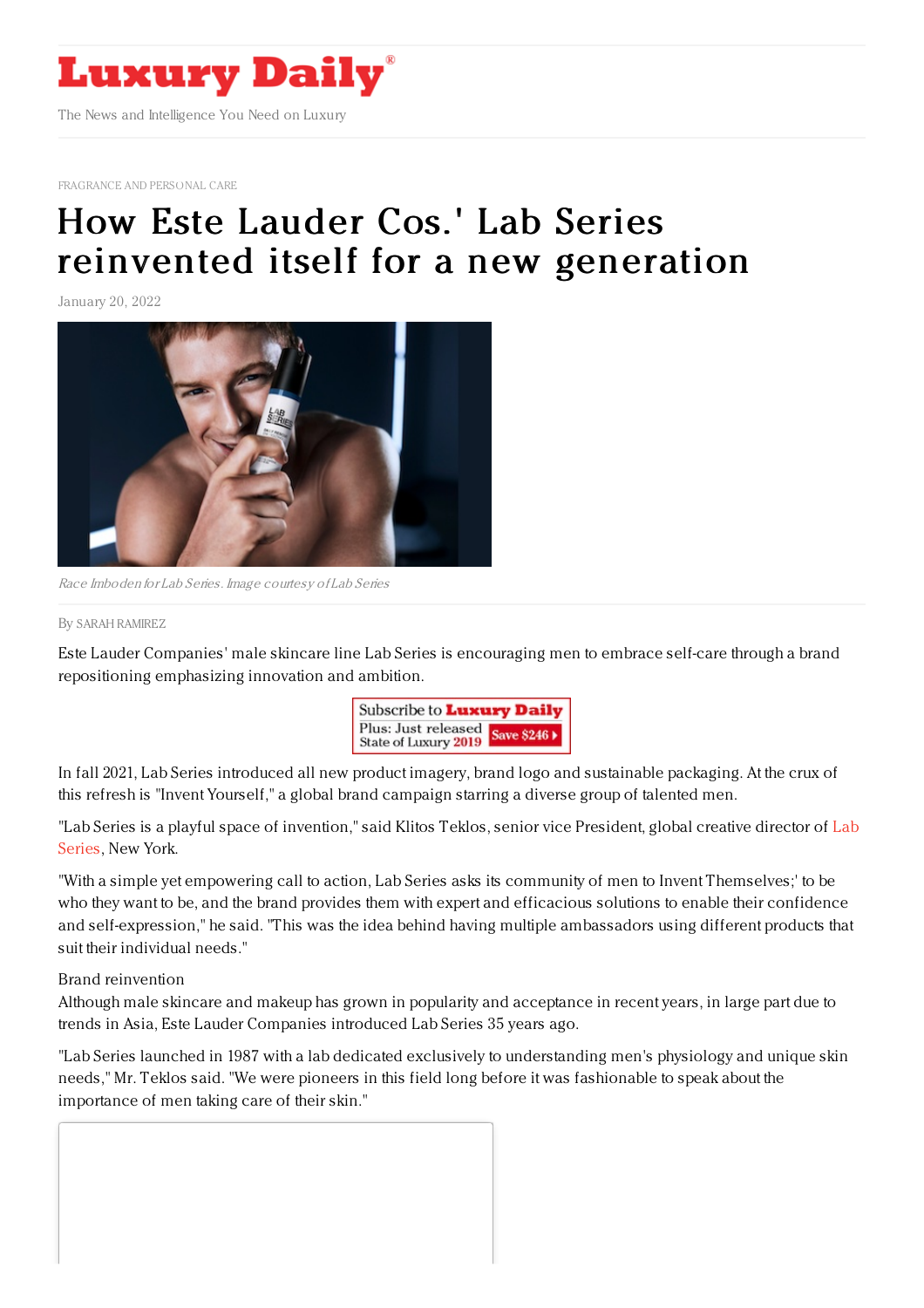FRAGRANCE AND PERSONAL CARE

# How Este Lauder Cos.' Lab Series reinvented itself for a new generation

January 20, 2022

*Race Imboden for Lab Series. Image courtesy of Lab Series*

By SARAH RAMIREZ

Este Lauder Companies' male skincare line Lab Series is encouraging men to embrace self-care through a brand repositioning emphasizing innovation and ambition.

In fall 2021, Lab Series introduced all new product imagery, brand logo and sustainable packaging. At the crux of this refresh is "Invent Yourself," a global brand campaign starring a diverse group of talented men.

"Lab Series is a playful space of invention," said Klitos Teklos, senior vice President, global creative director of Lab Series, New York.

"With a simple yet empowering call to action, Lab Series asks its community of men to Invent Themselves;' to be who they want to be, and the brand provides them with expert and efficacious solutions to enable their confidence and self-expression," he said. "This was the idea behind having multiple ambassadors using different products that suit their individual needs."

## Brand reinvention

Although male skincare and makeup has grown in popularity and acceptance in recent years, in large part due to trends in Asia, Este Lauder Companies introduced Lab Series 35 years ago.

"Lab Series launched in 1987 with a lab dedicated exclusively to understanding men's physiology and unique skin needs," Mr. Teklos said. "We were pioneers in this field long before it was fashionable to speak about the importance of men taking care of their skin."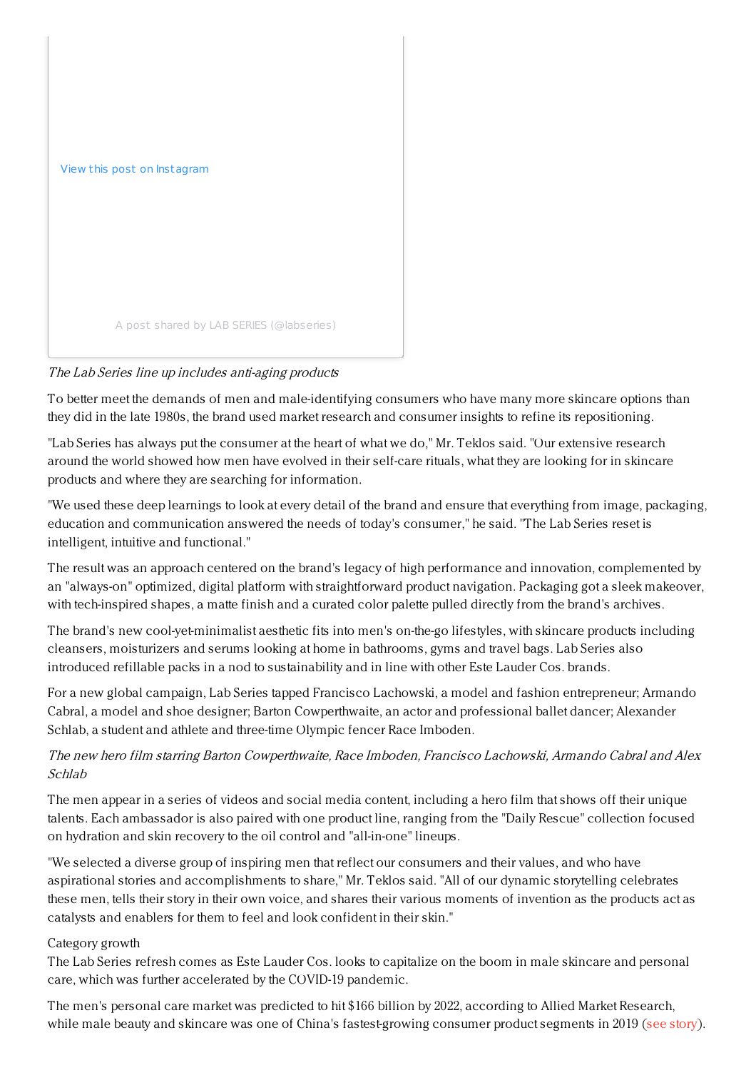View this post on Instagram

A post shared by LAB SERIES (@labseries)

*The Lab Series line up includes anti-aging products*

To better meet the demands of men and male-identifying consumers who have many more skincare options than they did in the late 1980s, the brand used market research and consumer insights to refine its repositioning.

"Lab Series has always put the consumer at the heart of what we do," Mr. Teklos said. "Our extensive research around the world showed how men have evolved in their self-care rituals, what they are looking for in skincare products and where they are searching for information.

"We used these deep learnings to look at every detail of the brand and ensure that everything from image, packaging, education and communication answered the needs of today's consumer," he said. "The Lab Series reset is intelligent, intuitive and functional."

The result was an approach centered on the brand's legacy of high performance and innovation, complemented by an "always-on" optimized, digital platform with straightforward product navigation. Packaging got a sleek makeover, with tech-inspired shapes, a matte finish and a curated color palette pulled directly from the brand's archives.

The brand's new cool-yet-minimalist aesthetic fits into men's on-the-go lifestyles, with skincare products including cleansers, moisturizers and serums looking at home in bathrooms, gyms and travel bags. Lab Series also introduced refillable packs in a nod to sustainability and in line with other Este Lauder Cos. brands.

For a new global campaign, Lab Series tapped Francisco Lachowski, a model and fashion entrepreneur; Armando Cabral, a model and shoe designer; Barton Cowperthwaite, an actor and professional ballet dancer; Alexander Schlab, a student and athlete and three-time Olympic fencer Race Imboden.

*The new hero film starring Barton Cowperthwaite, Race Imboden, Francisco Lachowski, Armando Cabral and Alex Schlab*

The men appear in a series of videos and social media content, including a hero film that shows off their unique talents. Each ambassador is also paired with one product line, ranging from the "Daily Rescue" collection focused on hydration and skin recovery to the oil control and "all-in-one" lineups.

"We selected a diverse group of inspiring men that reflect our consumers and their values, and who have aspirational stories and accomplishments to share," Mr. Teklos said. "All of our dynamic storytelling celebrates these men, tells their story in their own voice, and shares their various moments of invention as the products act as catalysts and enablers for them to feel and look confident in their skin."

Category growth

The Lab Series refresh comes as Este Lauder Cos. looks to capitalize on the boom in male skincare and personal care, which was further accelerated by the COVID-19 pandemic.

The men's personal care market was predicted to hit $166 billion by 2022, according to Allied Market Research, while male beauty and skincare was one of China's fastest-growing consumer product segments in 2019 (see story).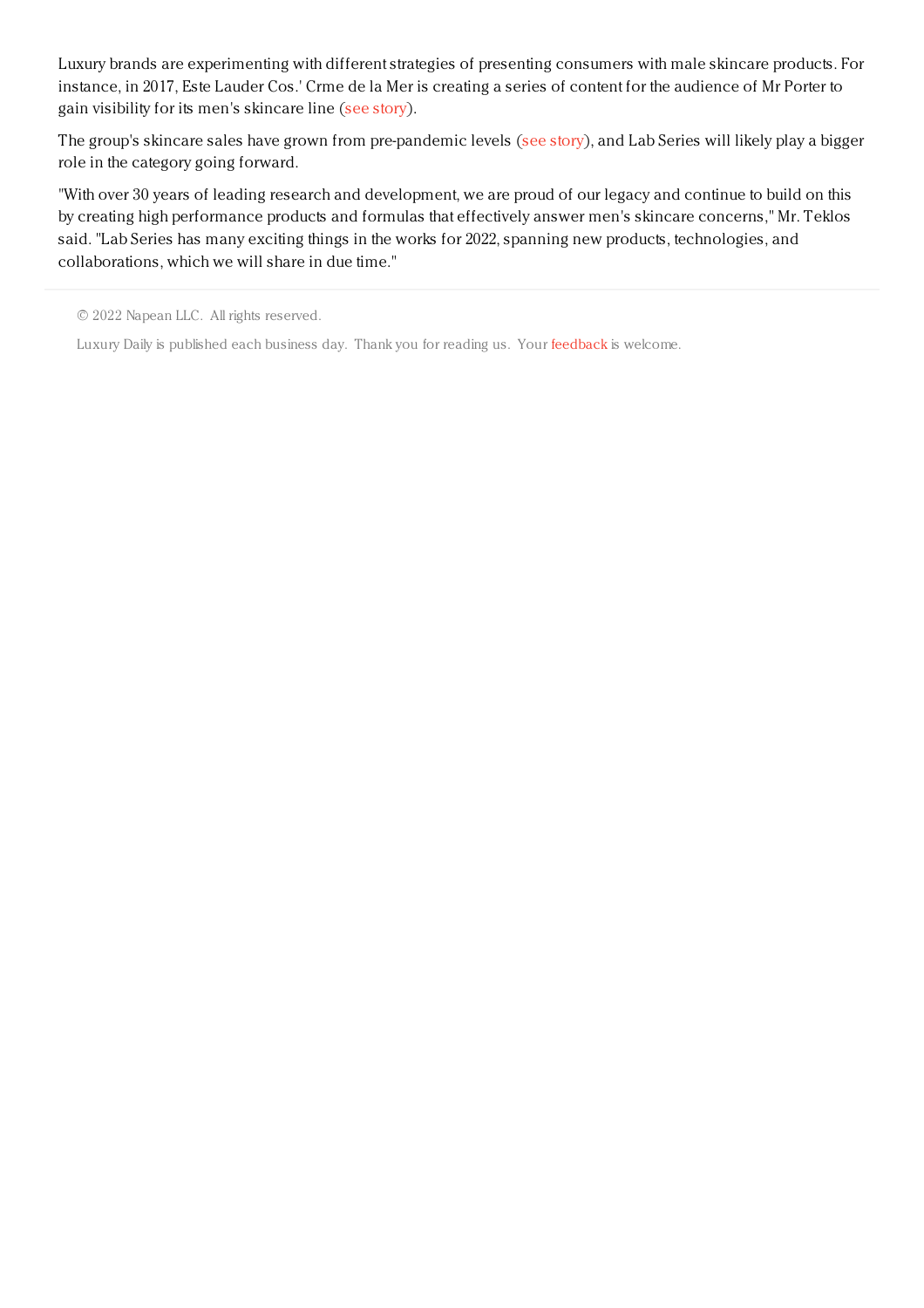Luxury brands are experimenting with different strategies of presenting consumers with male skincare products. For instance, in 2017, Este Lauder Cos.' Crme de la Mer is creating a series of content for the audience of Mr Porter to gain visibility for its men's skincare line (see story).

The group's skincare sales have grown from pre-pandemic levels (see story), and Lab Series will likely play a bigger role in the category going forward.

"With over 30 years of leading research and development, we are proud of our legacy and continue to build on this by creating high performance products and formulas that effectively answer men's skincare concerns," Mr. Teklos said. "Lab Series has many exciting things in the works for 2022, spanning new products, technologies, and collaborations, which we will share in due time."

© 2022 Napean LLC. All rights reserved.

Luxury Daily is published each business day. Thank you for reading us. Your feedback is welcome.